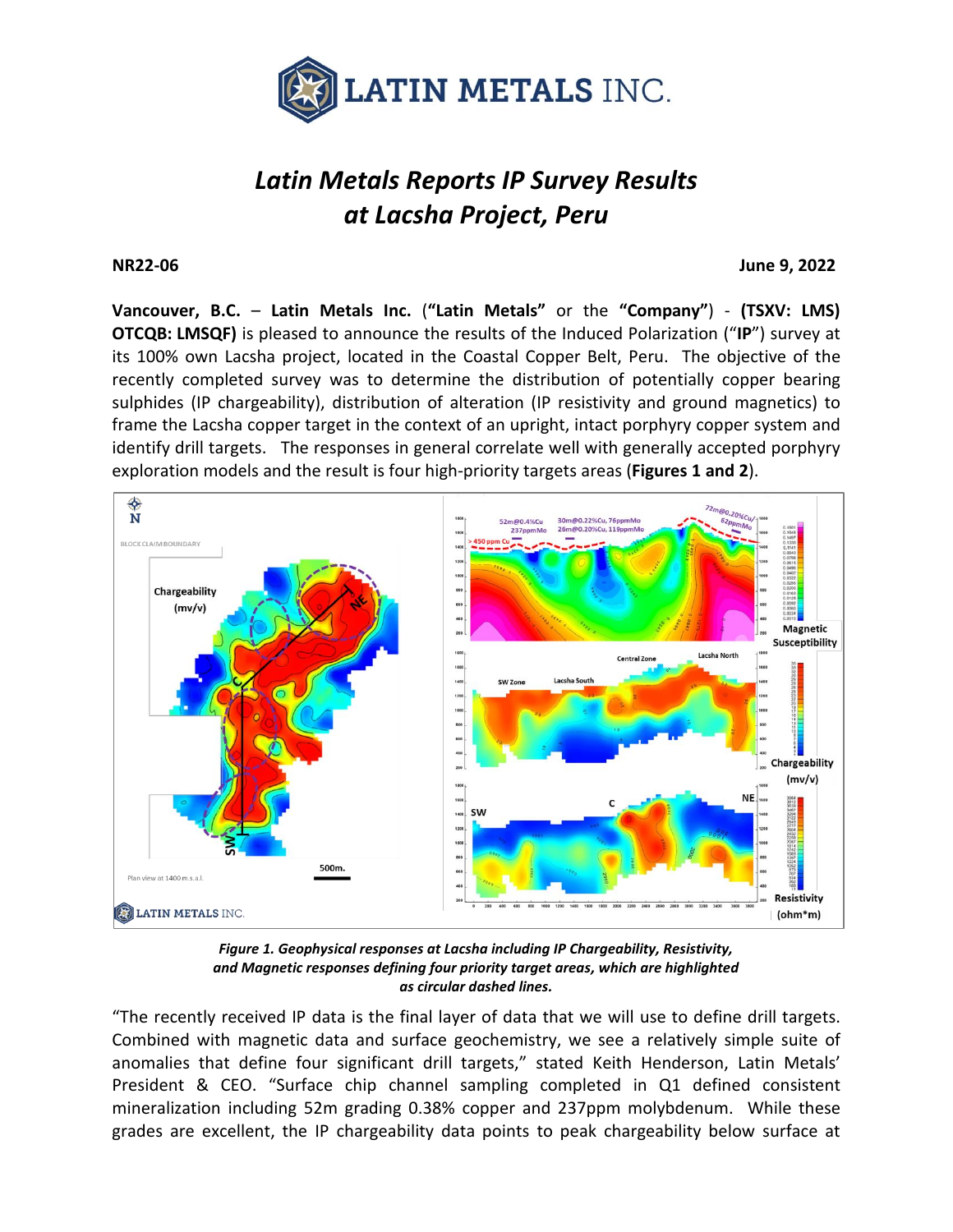# *Latin Metals Reports IP Survey Results at Lacsha Project, Peru*

**NR22-06** **June 9, 2022**

**Vancouver, B.C.** – **Latin Metals Inc.** (**"Latin Metals"** or the **"Company"**) - **(TSXV: LMS) OTCQB: LMSQF)** is pleased to announce the results of the Induced Polarization ("**IP**") survey at its 100% own Lacsha project, located in the Coastal Copper Belt, Peru. The objective of the recently completed survey was to determine the distribution of potentially copper bearing sulphides (IP chargeability), distribution of alteration (IP resistivity and ground magnetics) to frame the Lacsha copper target in the context of an upright, intact porphyry copper system and identify drill targets. The responses in general correlate well with generally accepted porphyry exploration models and the result is four high-priority targets areas (**Figures 1 and 2**).

***Figure 1. Geophysical responses at Lacsha including IP Chargeability, Resistivity, and Magnetic responses defining four priority target areas, which are highlighted as circular dashed lines.***

"The recently received IP data is the final layer of data that we will use to define drill targets. Combined with magnetic data and surface geochemistry, we see a relatively simple suite of anomalies that define four significant drill targets," stated Keith Henderson, Latin Metals' President & CEO. "Surface chip channel sampling completed in Q1 defined consistent mineralization including 52m grading 0.38% copper and 237ppm molybdenum. While these grades are excellent, the IP chargeability data points to peak chargeability below surface at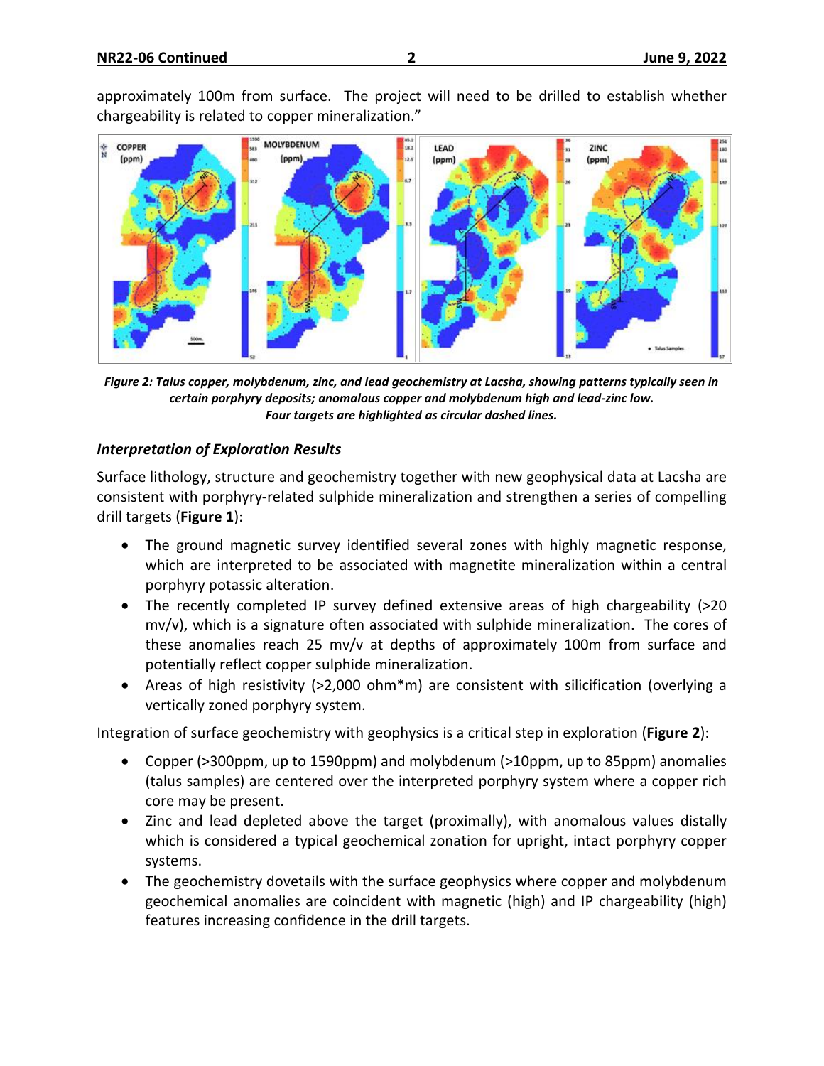approximately 100m from surface. The project will need to be drilled to establish whether chargeability is related to copper mineralization."

*Figure 2: Talus copper, molybdenum, zinc, and lead geochemistry at Lacsha, showing patterns typically seen in certain porphyry deposits; anomalous copper and molybdenum high and lead-zinc low. Four targets are highlighted as circular dashed lines.*

### *Interpretation of Exploration Results*

Surface lithology, structure and geochemistry together with new geophysical data at Lacsha are consistent with porphyry-related sulphide mineralization and strengthen a series of compelling drill targets (**Figure 1**):

- The ground magnetic survey identified several zones with highly magnetic response, which are interpreted to be associated with magnetite mineralization within a central porphyry potassic alteration.
- The recently completed IP survey defined extensive areas of high chargeability (>20 mv/v), which is a signature often associated with sulphide mineralization. The cores of these anomalies reach 25 mv/v at depths of approximately 100m from surface and potentially reflect copper sulphide mineralization.
- Areas of high resistivity (>2,000 ohm*m) are consistent with silicification (overlying a vertically zoned porphyry system.

Integration of surface geochemistry with geophysics is a critical step in exploration (**Figure 2**):

- Copper (>300ppm, up to 1590ppm) and molybdenum (>10ppm, up to 85ppm) anomalies (talus samples) are centered over the interpreted porphyry system where a copper rich core may be present.
- Zinc and lead depleted above the target (proximally), with anomalous values distally which is considered a typical geochemical zonation for upright, intact porphyry copper systems.
- The geochemistry dovetails with the surface geophysics where copper and molybdenum geochemical anomalies are coincident with magnetic (high) and IP chargeability (high) features increasing confidence in the drill targets.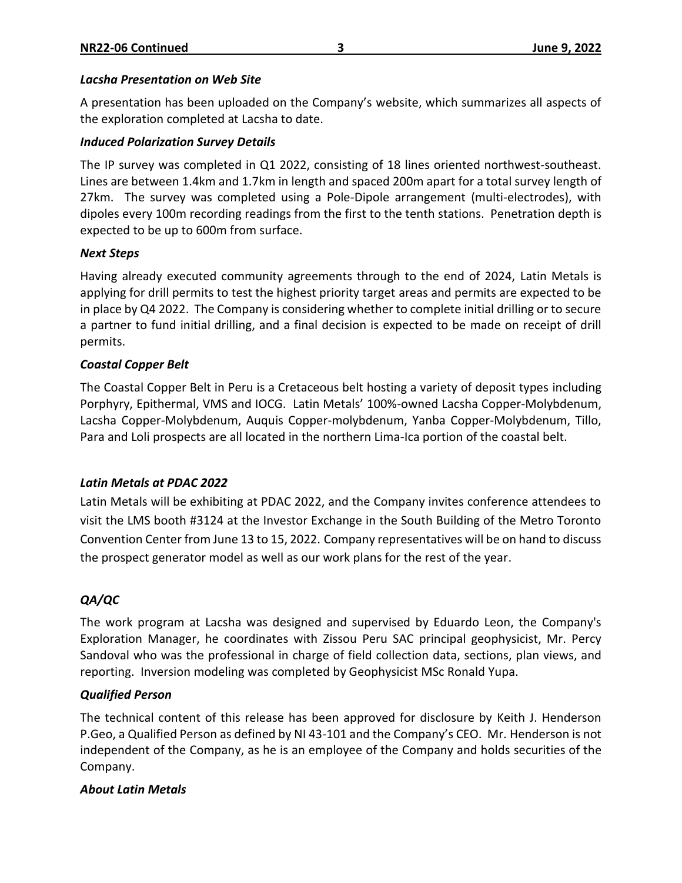### *Lacsha Presentation on Web Site*

A presentation has been uploaded on the Company's website, which summarizes all aspects of the exploration completed at Lacsha to date.

### *Induced Polarization Survey Details*

The IP survey was completed in Q1 2022, consisting of 18 lines oriented northwest-southeast. Lines are between 1.4km and 1.7km in length and spaced 200m apart for a total survey length of 27km. The survey was completed using a Pole-Dipole arrangement (multi-electrodes), with dipoles every 100m recording readings from the first to the tenth stations. Penetration depth is expected to be up to 600m from surface.

### *Next Steps*

Having already executed community agreements through to the end of 2024, Latin Metals is applying for drill permits to test the highest priority target areas and permits are expected to be in place by Q4 2022. The Company is considering whether to complete initial drilling or to secure a partner to fund initial drilling, and a final decision is expected to be made on receipt of drill permits.

### *Coastal Copper Belt*

The Coastal Copper Belt in Peru is a Cretaceous belt hosting a variety of deposit types including Porphyry, Epithermal, VMS and IOCG. Latin Metals' 100%-owned Lacsha Copper-Molybdenum, Lacsha Copper-Molybdenum, Auquis Copper-molybdenum, Yanba Copper-Molybdenum, Tillo, Para and Loli prospects are all located in the northern Lima-Ica portion of the coastal belt.

### *Latin Metals at PDAC 2022*

Latin Metals will be exhibiting at PDAC 2022, and the Company invites conference attendees to visit the LMS booth #3124 at the Investor Exchange in the South Building of the Metro Toronto Convention Center from June 13 to 15, 2022. Company representatives will be on hand to discuss the prospect generator model as well as our work plans for the rest of the year.

### *QA/QC*

The work program at Lacsha was designed and supervised by Eduardo Leon, the Company's Exploration Manager, he coordinates with Zissou Peru SAC principal geophysicist, Mr. Percy Sandoval who was the professional in charge of field collection data, sections, plan views, and reporting. Inversion modeling was completed by Geophysicist MSc Ronald Yupa.

### *Qualified Person*

The technical content of this release has been approved for disclosure by Keith J. Henderson P.Geo, a Qualified Person as defined by NI 43-101 and the Company's CEO. Mr. Henderson is not independent of the Company, as he is an employee of the Company and holds securities of the Company.

### *About Latin Metals*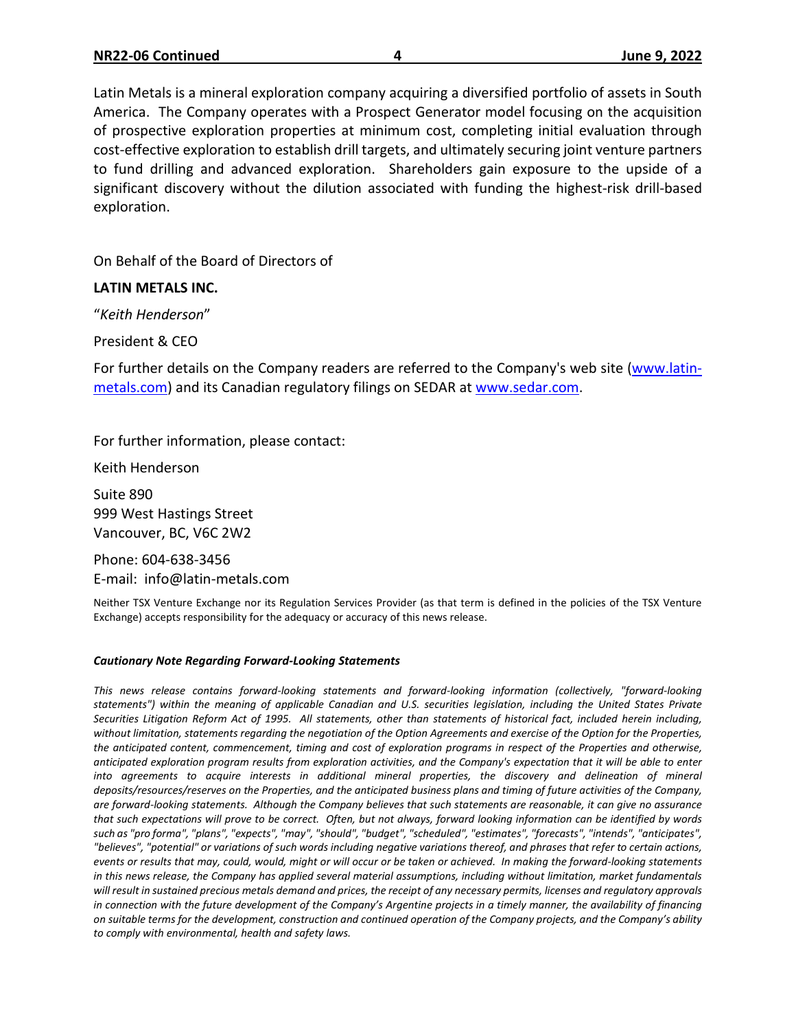Latin Metals is a mineral exploration company acquiring a diversified portfolio of assets in South America. The Company operates with a Prospect Generator model focusing on the acquisition of prospective exploration properties at minimum cost, completing initial evaluation through cost-effective exploration to establish drill targets, and ultimately securing joint venture partners to fund drilling and advanced exploration. Shareholders gain exposure to the upside of a significant discovery without the dilution associated with funding the highest-risk drill-based exploration.

On Behalf of the Board of Directors of

**LATIN METALS INC.**

"*Keith Henderson*"

President & CEO

For further details on the Company readers are referred to the Company's web site (www.latin-metals.com) and its Canadian regulatory filings on SEDAR at www.sedar.com.

For further information, please contact:

Keith Henderson

Suite 890
999 West Hastings Street
Vancouver, BC, V6C 2W2

Phone: 604-638-3456
E-mail: info@latin-metals.com

Neither TSX Venture Exchange nor its Regulation Services Provider (as that term is defined in the policies of the TSX Venture Exchange) accepts responsibility for the adequacy or accuracy of this news release.

***Cautionary Note Regarding Forward-Looking Statements***

*This news release contains forward-looking statements and forward-looking information (collectively, "forward-looking statements") within the meaning of applicable Canadian and U.S. securities legislation, including the United States Private Securities Litigation Reform Act of 1995. All statements, other than statements of historical fact, included herein including, without limitation, statements regarding the negotiation of the Option Agreements and exercise of the Option for the Properties, the anticipated content, commencement, timing and cost of exploration programs in respect of the Properties and otherwise, anticipated exploration program results from exploration activities, and the Company's expectation that it will be able to enter into agreements to acquire interests in additional mineral properties, the discovery and delineation of mineral deposits/resources/reserves on the Properties, and the anticipated business plans and timing of future activities of the Company, are forward-looking statements. Although the Company believes that such statements are reasonable, it can give no assurance that such expectations will prove to be correct. Often, but not always, forward looking information can be identified by words such as "pro forma", "plans", "expects", "may", "should", "budget", "scheduled", "estimates", "forecasts", "intends", "anticipates", "believes", "potential" or variations of such words including negative variations thereof, and phrases that refer to certain actions, events or results that may, could, would, might or will occur or be taken or achieved. In making the forward-looking statements in this news release, the Company has applied several material assumptions, including without limitation, market fundamentals will result in sustained precious metals demand and prices, the receipt of any necessary permits, licenses and regulatory approvals in connection with the future development of the Company's Argentine projects in a timely manner, the availability of financing on suitable terms for the development, construction and continued operation of the Company projects, and the Company's ability to comply with environmental, health and safety laws.*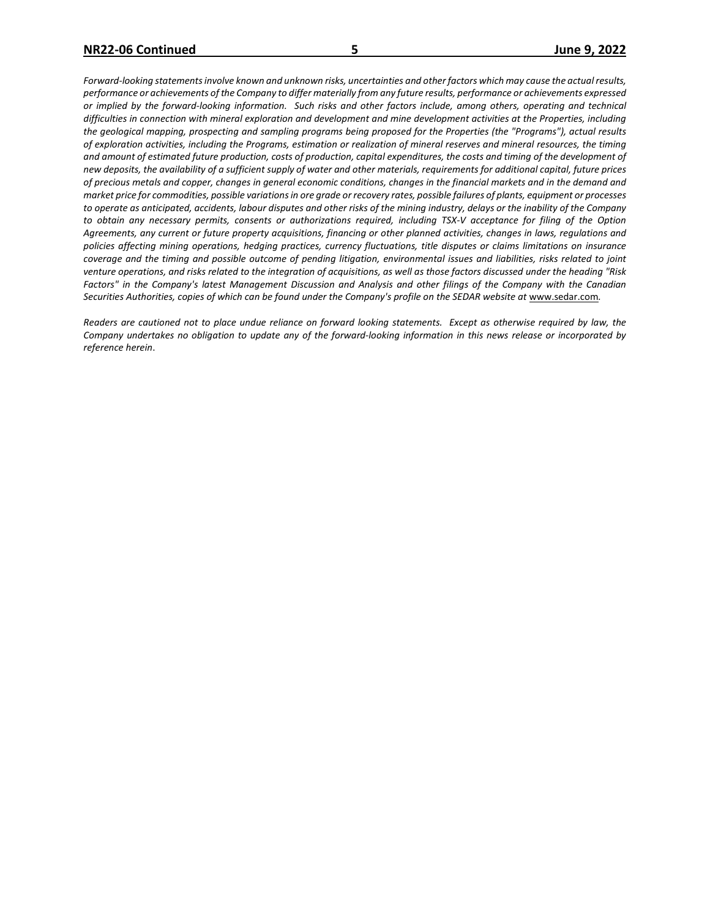*Forward-looking statements involve known and unknown risks, uncertainties and other factors which may cause the actual results, performance or achievements of the Company to differ materially from any future results, performance or achievements expressed or implied by the forward-looking information. Such risks and other factors include, among others, operating and technical difficulties in connection with mineral exploration and development and mine development activities at the Properties, including the geological mapping, prospecting and sampling programs being proposed for the Properties (the "Programs"), actual results of exploration activities, including the Programs, estimation or realization of mineral reserves and mineral resources, the timing and amount of estimated future production, costs of production, capital expenditures, the costs and timing of the development of new deposits, the availability of a sufficient supply of water and other materials, requirements for additional capital, future prices of precious metals and copper, changes in general economic conditions, changes in the financial markets and in the demand and market price for commodities, possible variations in ore grade or recovery rates, possible failures of plants, equipment or processes to operate as anticipated, accidents, labour disputes and other risks of the mining industry, delays or the inability of the Company to obtain any necessary permits, consents or authorizations required, including TSX-V acceptance for filing of the Option Agreements, any current or future property acquisitions, financing or other planned activities, changes in laws, regulations and policies affecting mining operations, hedging practices, currency fluctuations, title disputes or claims limitations on insurance coverage and the timing and possible outcome of pending litigation, environmental issues and liabilities, risks related to joint venture operations, and risks related to the integration of acquisitions, as well as those factors discussed under the heading "Risk Factors" in the Company's latest Management Discussion and Analysis and other filings of the Company with the Canadian Securities Authorities, copies of which can be found under the Company's profile on the SEDAR website at* www.sedar.com*.*

*Readers are cautioned not to place undue reliance on forward looking statements. Except as otherwise required by law, the Company undertakes no obligation to update any of the forward-looking information in this news release or incorporated by reference herein*.